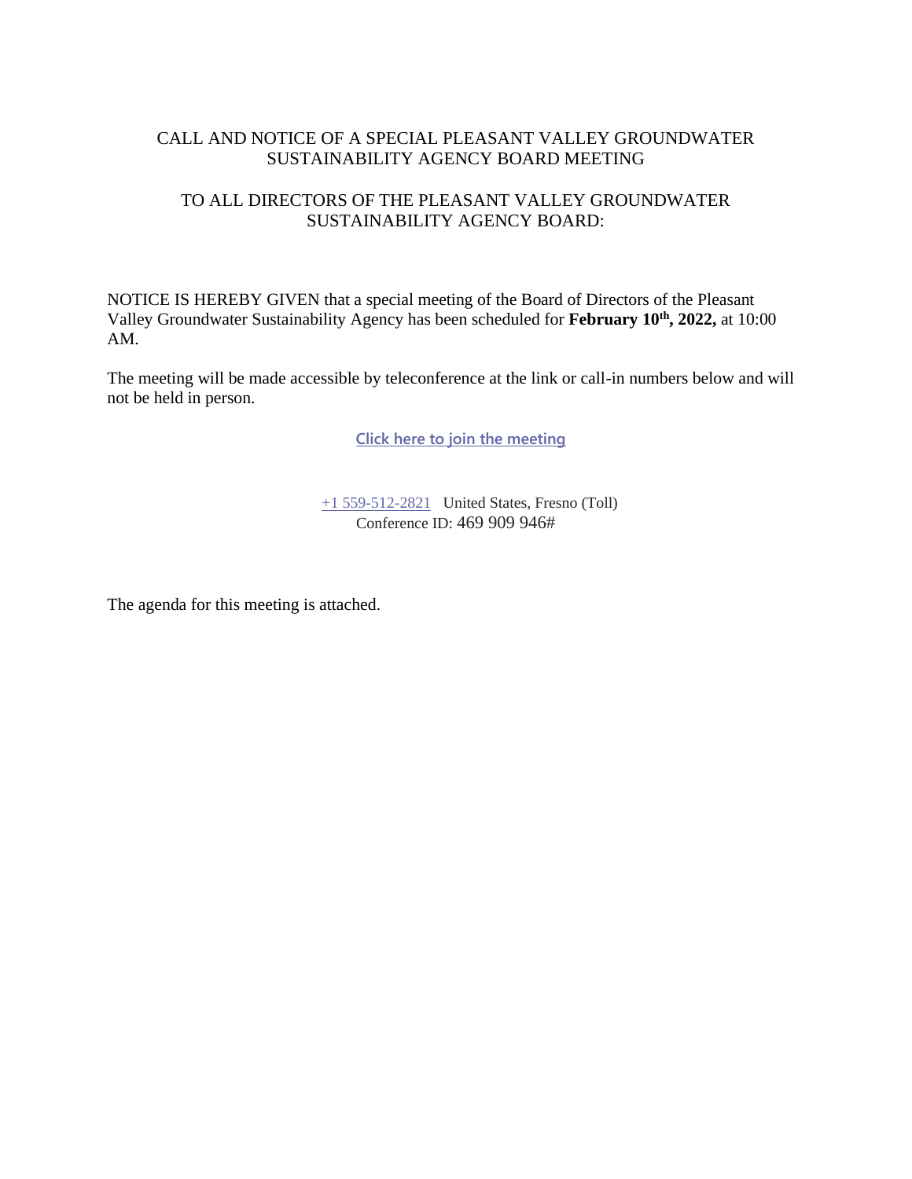# CALL AND NOTICE OF A SPECIAL PLEASANT VALLEY GROUNDWATER SUSTAINABILITY AGENCY BOARD MEETING

## TO ALL DIRECTORS OF THE PLEASANT VALLEY GROUNDWATER SUSTAINABILITY AGENCY BOARD:

NOTICE IS HEREBY GIVEN that a special meeting of the Board of Directors of the Pleasant Valley Groundwater Sustainability Agency has been scheduled for **February 10th, 2022,** at 10:00 AM.

The meeting will be made accessible by teleconference at the link or call-in numbers below and will not be held in person.

**Click here to join the meeting**

+1 559-512-2821 United States, Fresno (Toll)
Conference ID: 469 909 946#

The agenda for this meeting is attached.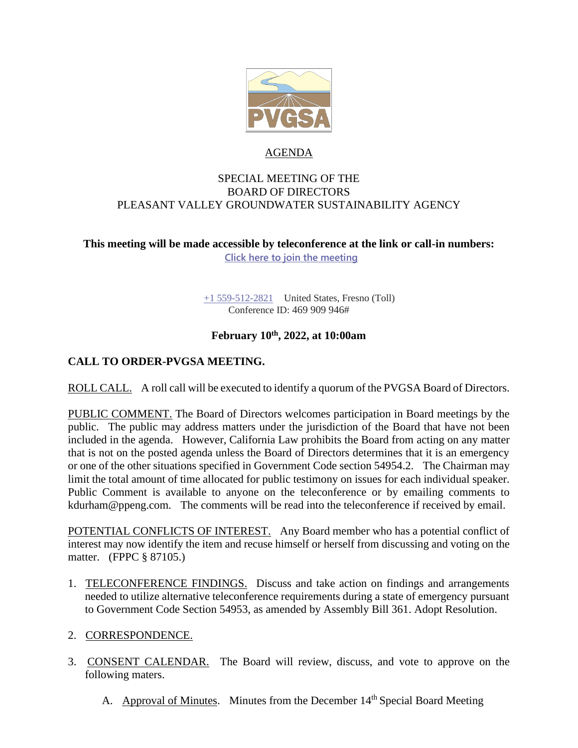# AGENDA

## SPECIAL MEETING OF THE BOARD OF DIRECTORS PLEASANT VALLEY GROUNDWATER SUSTAINABILITY AGENCY

**This meeting will be made accessible by teleconference at the link or call-in numbers:**

Click here to join the meeting

+1 559-512-2821 United States, Fresno (Toll)
Conference ID: 469 909 946#

**February 10th, 2022, at 10:00am**

**CALL TO ORDER-PVGSA MEETING.**

ROLL CALL. A roll call will be executed to identify a quorum of the PVGSA Board of Directors.

PUBLIC COMMENT. The Board of Directors welcomes participation in Board meetings by the public. The public may address matters under the jurisdiction of the Board that have not been included in the agenda. However, California Law prohibits the Board from acting on any matter that is not on the posted agenda unless the Board of Directors determines that it is an emergency or one of the other situations specified in Government Code section 54954.2. The Chairman may limit the total amount of time allocated for public testimony on issues for each individual speaker. Public Comment is available to anyone on the teleconference or by emailing comments to kdurham@ppeng.com. The comments will be read into the teleconference if received by email.

POTENTIAL CONFLICTS OF INTEREST. Any Board member who has a potential conflict of interest may now identify the item and recuse himself or herself from discussing and voting on the matter. (FPPC § 87105.)

1. TELECONFERENCE FINDINGS. Discuss and take action on findings and arrangements needed to utilize alternative teleconference requirements during a state of emergency pursuant to Government Code Section 54953, as amended by Assembly Bill 361. Adopt Resolution.

2. CORRESPONDENCE.

3. CONSENT CALENDAR. The Board will review, discuss, and vote to approve on the following maters.

   A. Approval of Minutes. Minutes from the December 14th Special Board Meeting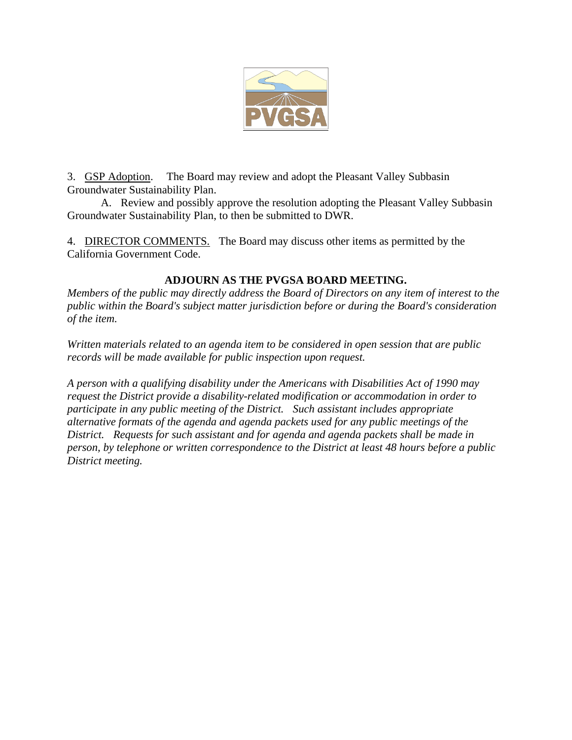3. <u>GSP Adoption</u>. The Board may review and adopt the Pleasant Valley Subbasin Groundwater Sustainability Plan.

A. Review and possibly approve the resolution adopting the Pleasant Valley Subbasin Groundwater Sustainability Plan, to then be submitted to DWR.

4. <u>DIRECTOR COMMENTS.</u> The Board may discuss other items as permitted by the California Government Code.

**ADJOURN AS THE PVGSA BOARD MEETING.**

*Members of the public may directly address the Board of Directors on any item of interest to the public within the Board's subject matter jurisdiction before or during the Board's consideration of the item.*

*Written materials related to an agenda item to be considered in open session that are public records will be made available for public inspection upon request.*

*A person with a qualifying disability under the Americans with Disabilities Act of 1990 may request the District provide a disability-related modification or accommodation in order to participate in any public meeting of the District. Such assistant includes appropriate alternative formats of the agenda and agenda packets used for any public meetings of the District. Requests for such assistant and for agenda and agenda packets shall be made in person, by telephone or written correspondence to the District at least 48 hours before a public District meeting.*